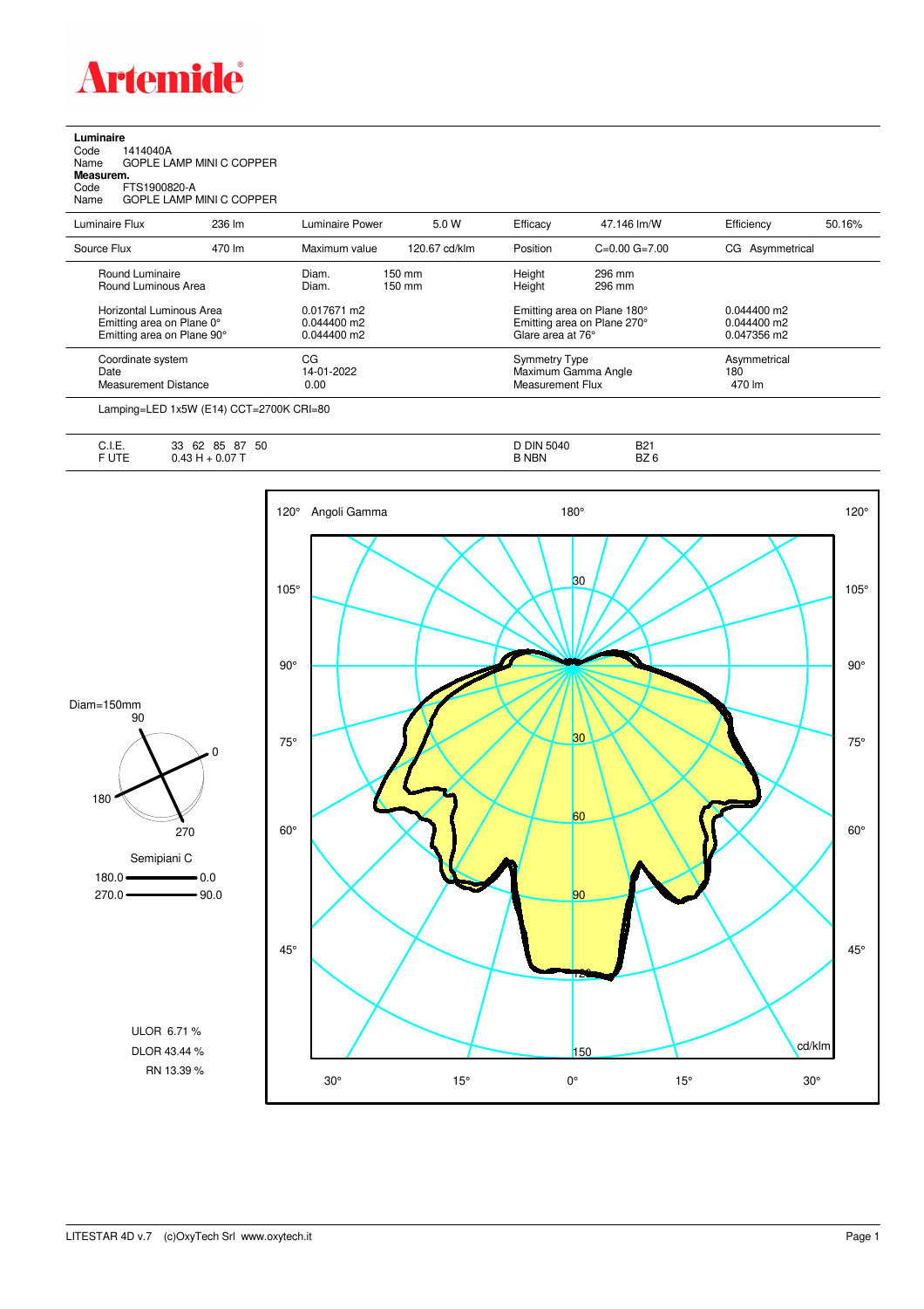# Artemide

**Luminaire**
Code 1414040A
Name GOPLE LAMP MINI C COPPER
**Measurem.**
Code FTS1900820-A
Name GOPLE LAMP MINI C COPPER

| Luminaire Flux | 236 lm | Luminaire Power | 5.0 W | Efficacy | 47.146 lm/W | Efficiency | 50.16% |
|---|---|---|---|---|---|---|---|
| Source Flux | 470 lm | Maximum value | 120.67 cd/klm | Position | C=0.00 G=7.00 | CG | Asymmetrical |

| | | | | |
|---|---|---|---|---|
| Round Luminaire | Diam. 150 mm | Height 296 mm | | |
| Round Luminous Area | Diam. 150 mm | Height 296 mm | | |
| Horizontal Luminous Area | 0.017671 m2 | Emitting area on Plane 180° | 0.044400 m2 | |
| Emitting area on Plane 0° | 0.044400 m2 | Emitting area on Plane 270° | 0.044400 m2 | |
| Emitting area on Plane 90° | 0.044400 m2 | Glare area at 76° | 0.047356 m2 | |

| | | | |
|---|---|---|---|
| Coordinate system | CG | Symmetry Type | Asymmetrical |
| Date | 14-01-2022 | Maximum Gamma Angle | 180 |
| Measurement Distance | 0.00 | Measurement Flux | 470 lm |

Lamping=LED 1x5W (E14) CCT=2700K CRI=80

| | | | |
|---|---|---|---|
| C.I.E. | 33 62 85 87 50 | D DIN 5040 | B21 |
| F UTE | 0.43 H + 0.07 T | B NBN | BZ 6 |

Diam=150mm

Semipiani C
180.0 — 0.0
270.0 — 90.0

ULOR 6.71 %
DLOR 43.44 %
RN 13.39 %

Angoli Gamma — cd/klm

LITESTAR 4D v.7 (c)OxyTech Srl www.oxytech.it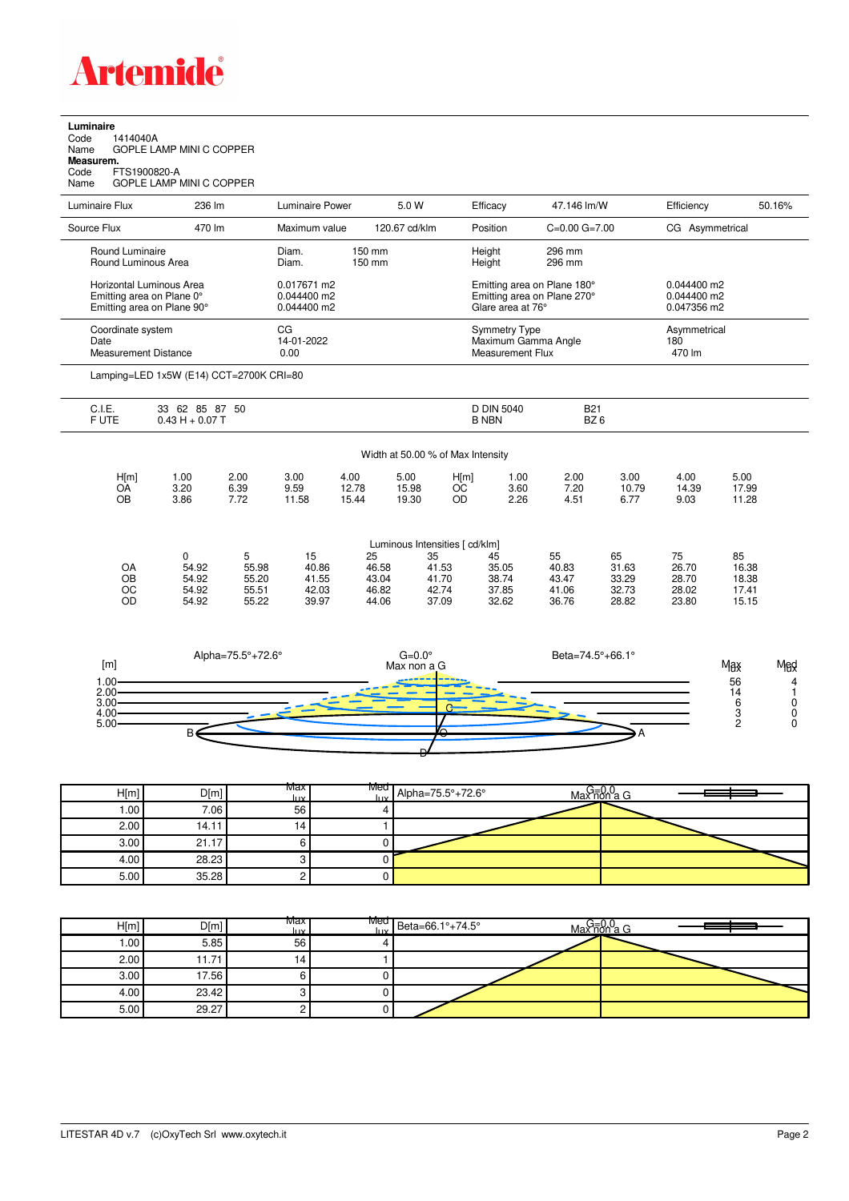Artemide

**Luminaire**
Code 1414040A
Name GOPLE LAMP MINI C COPPER
**Measurem.**
Code FTS1900820-A
Name GOPLE LAMP MINI C COPPER

| | | | | | | | |
|---|---|---|---|---|---|---|---|
| Luminaire Flux | 236 lm | Luminaire Power | 5.0 W | Efficacy | 47.146 lm/W | Efficiency | 50.16% |
| Source Flux | 470 lm | Maximum value | 120.67 cd/klm | Position | C=0.00 G=7.00 | CG | Asymmetrical |

| | | | | | | |
|---|---|---|---|---|---|---|
| Round Luminaire | Diam. | 150 mm | Height | 296 mm | | |
| Round Luminous Area | Diam. | 150 mm | Height | 296 mm | | |
| Horizontal Luminous Area | 0.017671 m2 | | Emitting area on Plane 180° | | 0.044400 m2 | |
| Emitting area on Plane 0° | 0.044400 m2 | | Emitting area on Plane 270° | | 0.044400 m2 | |
| Emitting area on Plane 90° | 0.044400 m2 | | Glare area at 76° | | 0.047356 m2 | |

| | | | |
|---|---|---|---|
| Coordinate system | CG | Symmetry Type | Asymmetrical |
| Date | 14-01-2022 | Maximum Gamma Angle | 180 |
| Measurement Distance | 0.00 | Measurement Flux | 470 lm |

Lamping=LED 1x5W (E14) CCT=2700K CRI=80

| | | | |
|---|---|---|---|
| C.I.E. | 33 62 85 87 50 | D DIN 5040 | B21 |
| F UTE | 0.43 H + 0.07 T | B NBN | BZ 6 |

Width at 50.00 % of Max Intensity

| H[m] | 1.00 | 2.00 | 3.00 | 4.00 | 5.00 | H[m] | 1.00 | 2.00 | 3.00 | 4.00 | 5.00 |
|---|---|---|---|---|---|---|---|---|---|---|---|
| OA | 3.20 | 6.39 | 9.59 | 12.78 | 15.98 | OC | 3.60 | 7.20 | 10.79 | 14.39 | 17.99 |
| OB | 3.86 | 7.72 | 11.58 | 15.44 | 19.30 | OD | 2.26 | 4.51 | 6.77 | 9.03 | 11.28 |

Luminous Intensities [ cd/klm]

| | 0 | 5 | 15 | 25 | 35 | 45 | 55 | 65 | 75 | 85 |
|---|---|---|---|---|---|---|---|---|---|---|
| OA | 54.92 | 55.98 | 40.86 | 46.58 | 41.53 | 35.05 | 40.83 | 31.63 | 26.70 | 16.38 |
| OB | 54.92 | 55.20 | 41.55 | 43.04 | 41.70 | 38.74 | 43.47 | 33.29 | 28.70 | 18.38 |
| OC | 54.92 | 55.51 | 42.03 | 46.82 | 42.74 | 37.85 | 41.06 | 32.73 | 28.02 | 17.41 |
| OD | 54.92 | 55.22 | 39.97 | 44.06 | 37.09 | 32.62 | 36.76 | 28.82 | 23.80 | 15.15 |

[m]
Alpha=75.5°+72.6°
G=0.0°
Max non a G
Beta=74.5°+66.1°
1.00
2.00
3.00
4.00
5.00
B
C
A
D
Max lux
56
14
6
3
2
Med lux
4
1
0
0
0

| H[m] | D[m] | Max lux | Med lux | Alpha=75.5°+72.6° |
|---|---|---|---|---|
| 1.00 | 7.06 | 56 | 4 | |
| 2.00 | 14.11 | 14 | 1 | |
| 3.00 | 21.17 | 6 | 0 | |
| 4.00 | 28.23 | 3 | 0 | |
| 5.00 | 35.28 | 2 | 0 | |

G=0.0
Max non a G

| H[m] | D[m] | Max lux | Med lux | Beta=66.1°+74.5° |
|---|---|---|---|---|
| 1.00 | 5.85 | 56 | 4 | |
| 2.00 | 11.71 | 14 | 1 | |
| 3.00 | 17.56 | 6 | 0 | |
| 4.00 | 23.42 | 3 | 0 | |
| 5.00 | 29.27 | 2 | 0 | |

G=0.0
Max non a G

LITESTAR 4D v.7 (c)OxyTech Srl www.oxytech.it